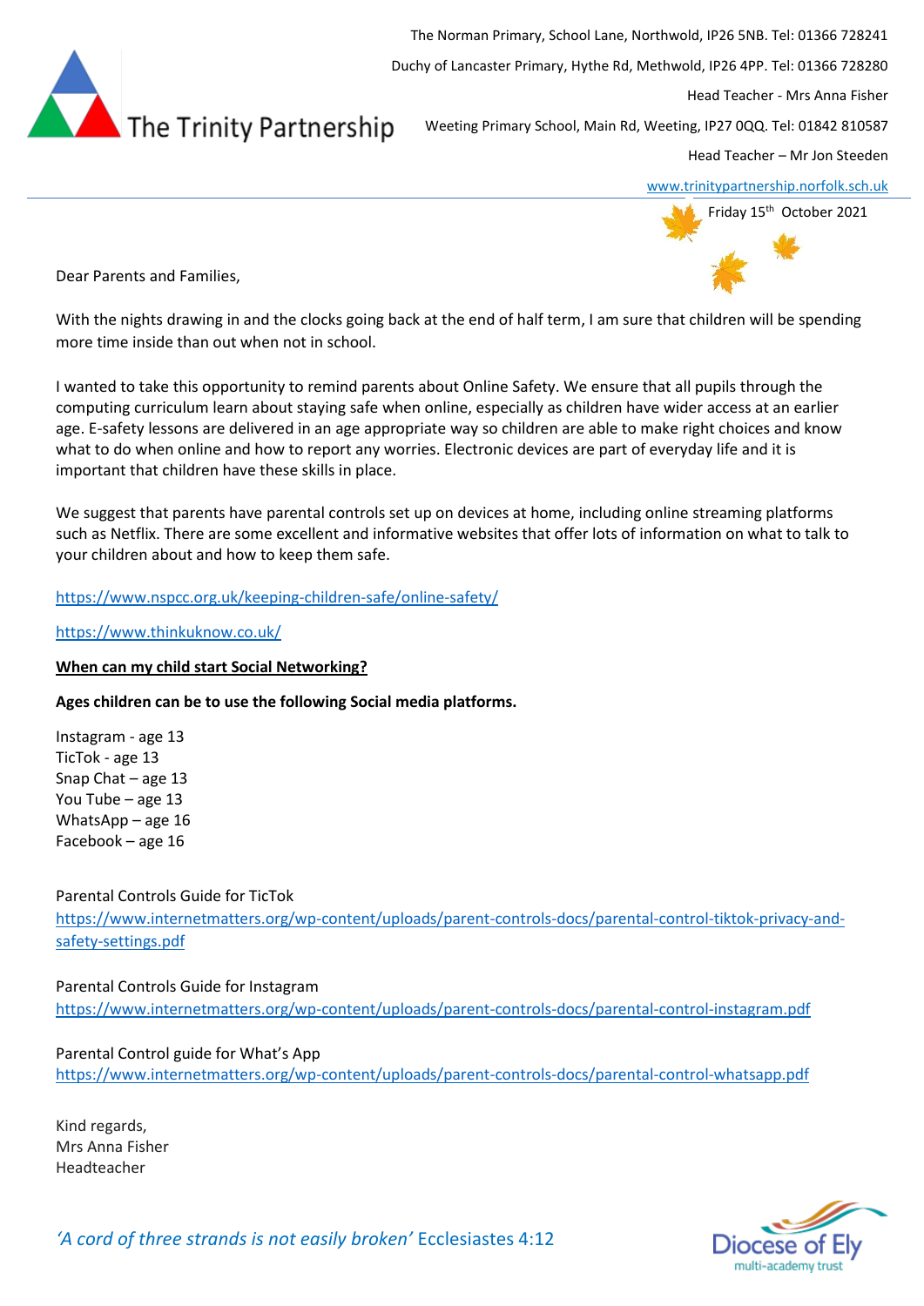The Trinity Partnership

The Norman Primary, School Lane, Northwold, IP26 5NB. Tel: 01366 728241

Duchy of Lancaster Primary, Hythe Rd, Methwold, IP26 4PP. Tel: 01366 728280

Head Teacher - Mrs Anna Fisher

Weeting Primary School, Main Rd, Weeting, IP27 0QQ. Tel: 01842 810587

Head Teacher – Mr Jon Steeden

www.trinitypartnership.norfolk.sch.uk

Friday 15th October 2021

Dear Parents and Families,

With the nights drawing in and the clocks going back at the end of half term, I am sure that children will be spending more time inside than out when not in school.

I wanted to take this opportunity to remind parents about Online Safety. We ensure that all pupils through the computing curriculum learn about staying safe when online, especially as children have wider access at an earlier age. E-safety lessons are delivered in an age appropriate way so children are able to make right choices and know what to do when online and how to report any worries. Electronic devices are part of everyday life and it is important that children have these skills in place.

We suggest that parents have parental controls set up on devices at home, including online streaming platforms such as Netflix. There are some excellent and informative websites that offer lots of information on what to talk to your children about and how to keep them safe.

https://www.nspcc.org.uk/keeping-children-safe/online-safety/

https://www.thinkuknow.co.uk/

**When can my child start Social Networking?**

**Ages children can be to use the following Social media platforms.**

Instagram - age 13
TicTok - age 13
Snap Chat – age 13
You Tube – age 13
WhatsApp – age 16
Facebook – age 16

Parental Controls Guide for TicTok
https://www.internetmatters.org/wp-content/uploads/parent-controls-docs/parental-control-tiktok-privacy-and-safety-settings.pdf

Parental Controls Guide for Instagram
https://www.internetmatters.org/wp-content/uploads/parent-controls-docs/parental-control-instagram.pdf

Parental Control guide for What's App
https://www.internetmatters.org/wp-content/uploads/parent-controls-docs/parental-control-whatsapp.pdf

Kind regards,
Mrs Anna Fisher
Headteacher

*'A cord of three strands is not easily broken'* Ecclesiastes 4:12

Diocese of Ely multi-academy trust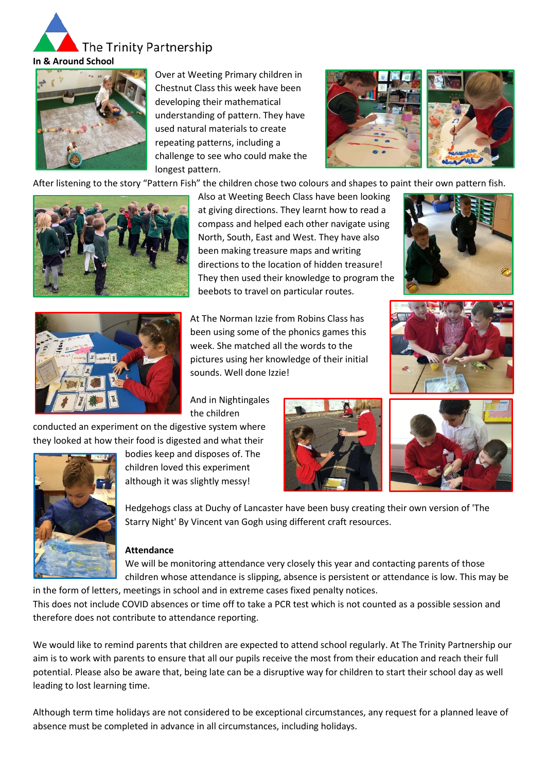The Trinity Partnership

**In & Around School**

Over at Weeting Primary children in Chestnut Class this week have been developing their mathematical understanding of pattern. They have used natural materials to create repeating patterns, including a challenge to see who could make the longest pattern.

After listening to the story "Pattern Fish" the children chose two colours and shapes to paint their own pattern fish.

Also at Weeting Beech Class have been looking at giving directions. They learnt how to read a compass and helped each other navigate using North, South, East and West. They have also been making treasure maps and writing directions to the location of hidden treasure! They then used their knowledge to program the beebots to travel on particular routes.

At The Norman Izzie from Robins Class has been using some of the phonics games this week. She matched all the words to the pictures using her knowledge of their initial sounds. Well done Izzie!

And in Nightingales the children conducted an experiment on the digestive system where they looked at how their food is digested and what their bodies keep and disposes of. The children loved this experiment although it was slightly messy!

Hedgehogs class at Duchy of Lancaster have been busy creating their own version of 'The Starry Night' By Vincent van Gogh using different craft resources.

**Attendance**

We will be monitoring attendance very closely this year and contacting parents of those children whose attendance is slipping, absence is persistent or attendance is low. This may be in the form of letters, meetings in school and in extreme cases fixed penalty notices.

This does not include COVID absences or time off to take a PCR test which is not counted as a possible session and therefore does not contribute to attendance reporting.

We would like to remind parents that children are expected to attend school regularly. At The Trinity Partnership our aim is to work with parents to ensure that all our pupils receive the most from their education and reach their full potential. Please also be aware that, being late can be a disruptive way for children to start their school day as well leading to lost learning time.

Although term time holidays are not considered to be exceptional circumstances, any request for a planned leave of absence must be completed in advance in all circumstances, including holidays.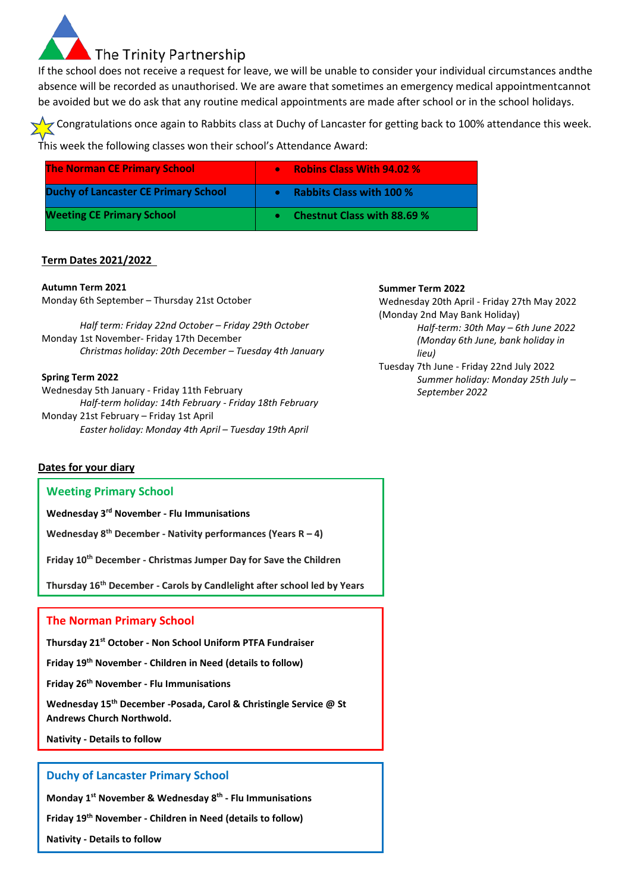# The Trinity Partnership

If the school does not receive a request for leave, we will be unable to consider your individual circumstances andthe absence will be recorded as unauthorised. We are aware that sometimes an emergency medical appointmentcannot be avoided but we do ask that any routine medical appointments are made after school or in the school holidays.

Congratulations once again to Rabbits class at Duchy of Lancaster for getting back to 100% attendance this week.

This week the following classes won their school's Attendance Award:

| | |
|---|---|
| **The Norman CE Primary School** | • **Robins Class With 94.02 %** |
| **Duchy of Lancaster CE Primary School** | • **Rabbits Class with 100 %** |
| **Weeting CE Primary School** | • **Chestnut Class with 88.69 %** |

## Term Dates 2021/2022

**Autumn Term 2021**
Monday 6th September – Thursday 21st October
*Half term: Friday 22nd October – Friday 29th October*
Monday 1st November- Friday 17th December
*Christmas holiday: 20th December – Tuesday 4th January*

**Spring Term 2022**
Wednesday 5th January - Friday 11th February
*Half-term holiday: 14th February - Friday 18th February*
Monday 21st February – Friday 1st April
*Easter holiday: Monday 4th April – Tuesday 19th April*

**Summer Term 2022**
Wednesday 20th April - Friday 27th May 2022
(Monday 2nd May Bank Holiday)
*Half-term: 30th May – 6th June 2022 (Monday 6th June, bank holiday in lieu)*
Tuesday 7th June - Friday 22nd July 2022
*Summer holiday: Monday 25th July – September 2022*

## Dates for your diary

### Weeting Primary School

**Wednesday 3rd November - Flu Immunisations**

**Wednesday 8th December - Nativity performances (Years R – 4)**

**Friday 10th December - Christmas Jumper Day for Save the Children**

**Thursday 16th December - Carols by Candlelight after school led by Years**

### The Norman Primary School

**Thursday 21st October - Non School Uniform PTFA Fundraiser**

**Friday 19th November - Children in Need (details to follow)**

**Friday 26th November - Flu Immunisations**

**Wednesday 15th December -Posada, Carol & Christingle Service @ St Andrews Church Northwold.**

**Nativity - Details to follow**

### Duchy of Lancaster Primary School

**Monday 1st November & Wednesday 8th - Flu Immunisations**

**Friday 19th November - Children in Need (details to follow)**

**Nativity - Details to follow**